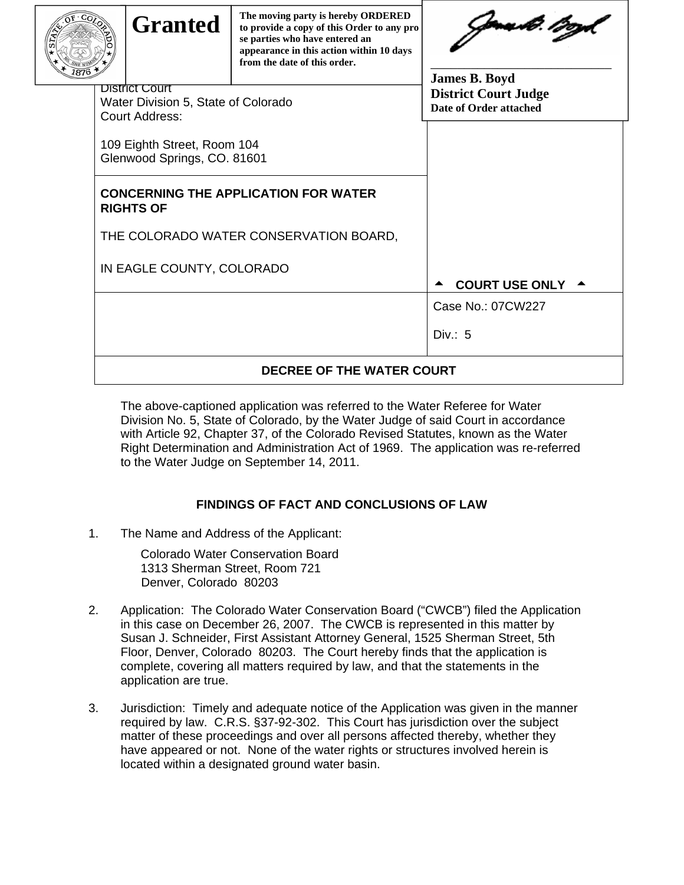**Granted**

**The moving party is hereby ORDERED to provide a copy of this Order to any pro se parties who have entered an appearance in this action within 10 days from the date of this order.**

**James B. Boyd**
**District Court Judge**
**Date of Order attached**

| | |
|---|---|
| District Court<br>Water Division 5, State of Colorado<br>Court Address:<br><br>109 Eighth Street, Room 104<br>Glenwood Springs, CO. 81601 | |
| **CONCERNING THE APPLICATION FOR WATER RIGHTS OF**<br><br>THE COLORADO WATER CONSERVATION BOARD,<br><br>IN EAGLE COUNTY, COLORADO | ▲ **COURT USE ONLY** ▲ |
| | Case No.: 07CW227<br><br>Div.: 5 |
| **DECREE OF THE WATER COURT** | |

The above-captioned application was referred to the Water Referee for Water Division No. 5, State of Colorado, by the Water Judge of said Court in accordance with Article 92, Chapter 37, of the Colorado Revised Statutes, known as the Water Right Determination and Administration Act of 1969. The application was re-referred to the Water Judge on September 14, 2011.

## FINDINGS OF FACT AND CONCLUSIONS OF LAW

1. The Name and Address of the Applicant:

   Colorado Water Conservation Board
   1313 Sherman Street, Room 721
   Denver, Colorado 80203

2. Application: The Colorado Water Conservation Board ("CWCB") filed the Application in this case on December 26, 2007. The CWCB is represented in this matter by Susan J. Schneider, First Assistant Attorney General, 1525 Sherman Street, 5th Floor, Denver, Colorado 80203. The Court hereby finds that the application is complete, covering all matters required by law, and that the statements in the application are true.

3. Jurisdiction: Timely and adequate notice of the Application was given in the manner required by law. C.R.S. §37-92-302. This Court has jurisdiction over the subject matter of these proceedings and over all persons affected thereby, whether they have appeared or not. None of the water rights or structures involved herein is located within a designated ground water basin.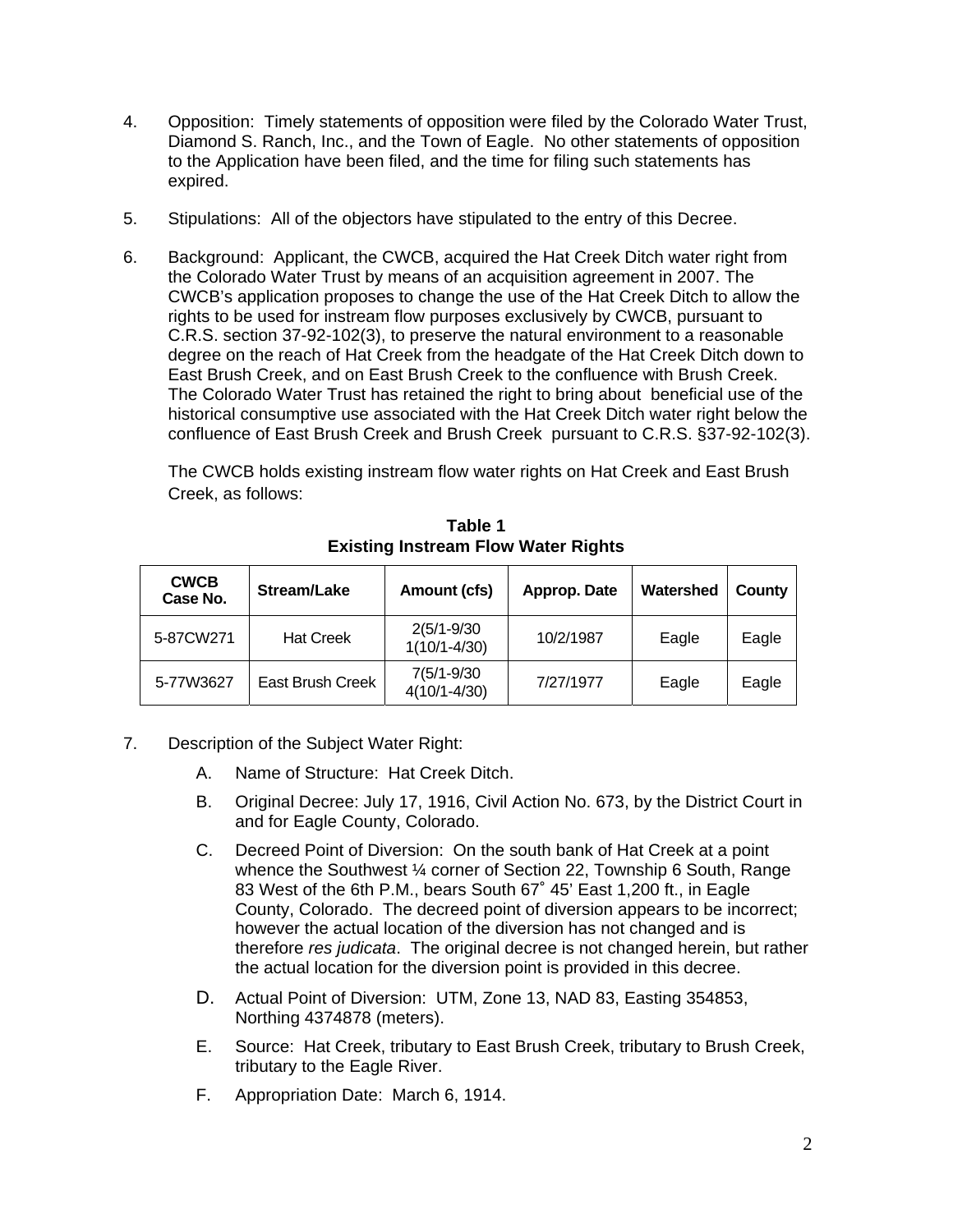4. Opposition: Timely statements of opposition were filed by the Colorado Water Trust, Diamond S. Ranch, Inc., and the Town of Eagle. No other statements of opposition to the Application have been filed, and the time for filing such statements has expired.

5. Stipulations: All of the objectors have stipulated to the entry of this Decree.

6. Background: Applicant, the CWCB, acquired the Hat Creek Ditch water right from the Colorado Water Trust by means of an acquisition agreement in 2007. The CWCB's application proposes to change the use of the Hat Creek Ditch to allow the rights to be used for instream flow purposes exclusively by CWCB, pursuant to C.R.S. section 37-92-102(3), to preserve the natural environment to a reasonable degree on the reach of Hat Creek from the headgate of the Hat Creek Ditch down to East Brush Creek, and on East Brush Creek to the confluence with Brush Creek. The Colorado Water Trust has retained the right to bring about beneficial use of the historical consumptive use associated with the Hat Creek Ditch water right below the confluence of East Brush Creek and Brush Creek pursuant to C.R.S. §37-92-102(3).

   The CWCB holds existing instream flow water rights on Hat Creek and East Brush Creek, as follows:

**Table 1**
**Existing Instream Flow Water Rights**

| CWCB Case No. | Stream/Lake | Amount (cfs) | Approp. Date | Watershed | County |
|---|---|---|---|---|---|
| 5-87CW271 | Hat Creek | 2(5/1-9/30<br>1(10/1-4/30) | 10/2/1987 | Eagle | Eagle |
| 5-77W3627 | East Brush Creek | 7(5/1-9/30<br>4(10/1-4/30) | 7/27/1977 | Eagle | Eagle |

7. Description of the Subject Water Right:

   A. Name of Structure: Hat Creek Ditch.

   B. Original Decree: July 17, 1916, Civil Action No. 673, by the District Court in and for Eagle County, Colorado.

   C. Decreed Point of Diversion: On the south bank of Hat Creek at a point whence the Southwest ¼ corner of Section 22, Township 6 South, Range 83 West of the 6th P.M., bears South 67° 45' East 1,200 ft., in Eagle County, Colorado. The decreed point of diversion appears to be incorrect; however the actual location of the diversion has not changed and is therefore *res judicata*. The original decree is not changed herein, but rather the actual location for the diversion point is provided in this decree.

   D. Actual Point of Diversion: UTM, Zone 13, NAD 83, Easting 354853, Northing 4374878 (meters).

   E. Source: Hat Creek, tributary to East Brush Creek, tributary to Brush Creek, tributary to the Eagle River.

   F. Appropriation Date: March 6, 1914.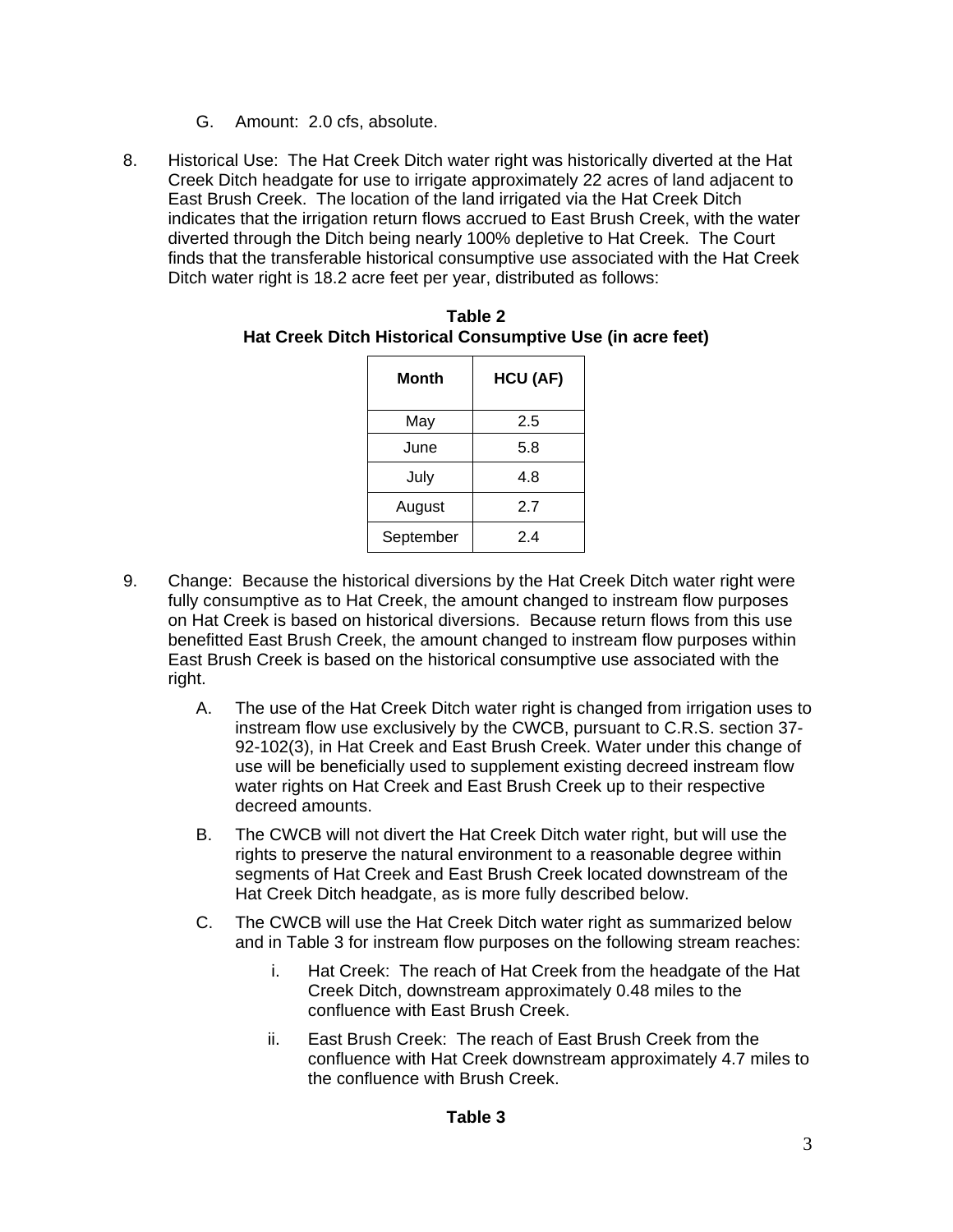G. Amount: 2.0 cfs, absolute.

8. Historical Use: The Hat Creek Ditch water right was historically diverted at the Hat Creek Ditch headgate for use to irrigate approximately 22 acres of land adjacent to East Brush Creek. The location of the land irrigated via the Hat Creek Ditch indicates that the irrigation return flows accrued to East Brush Creek, with the water diverted through the Ditch being nearly 100% depletive to Hat Creek. The Court finds that the transferable historical consumptive use associated with the Hat Creek Ditch water right is 18.2 acre feet per year, distributed as follows:

**Table 2**
**Hat Creek Ditch Historical Consumptive Use (in acre feet)**

| Month | HCU (AF) |
|---|---|
| May | 2.5 |
| June | 5.8 |
| July | 4.8 |
| August | 2.7 |
| September | 2.4 |

9. Change: Because the historical diversions by the Hat Creek Ditch water right were fully consumptive as to Hat Creek, the amount changed to instream flow purposes on Hat Creek is based on historical diversions. Because return flows from this use benefitted East Brush Creek, the amount changed to instream flow purposes within East Brush Creek is based on the historical consumptive use associated with the right.

   A. The use of the Hat Creek Ditch water right is changed from irrigation uses to instream flow use exclusively by the CWCB, pursuant to C.R.S. section 37-92-102(3), in Hat Creek and East Brush Creek. Water under this change of use will be beneficially used to supplement existing decreed instream flow water rights on Hat Creek and East Brush Creek up to their respective decreed amounts.

   B. The CWCB will not divert the Hat Creek Ditch water right, but will use the rights to preserve the natural environment to a reasonable degree within segments of Hat Creek and East Brush Creek located downstream of the Hat Creek Ditch headgate, as is more fully described below.

   C. The CWCB will use the Hat Creek Ditch water right as summarized below and in Table 3 for instream flow purposes on the following stream reaches:

      i. Hat Creek: The reach of Hat Creek from the headgate of the Hat Creek Ditch, downstream approximately 0.48 miles to the confluence with East Brush Creek.

      ii. East Brush Creek: The reach of East Brush Creek from the confluence with Hat Creek downstream approximately 4.7 miles to the confluence with Brush Creek.

**Table 3**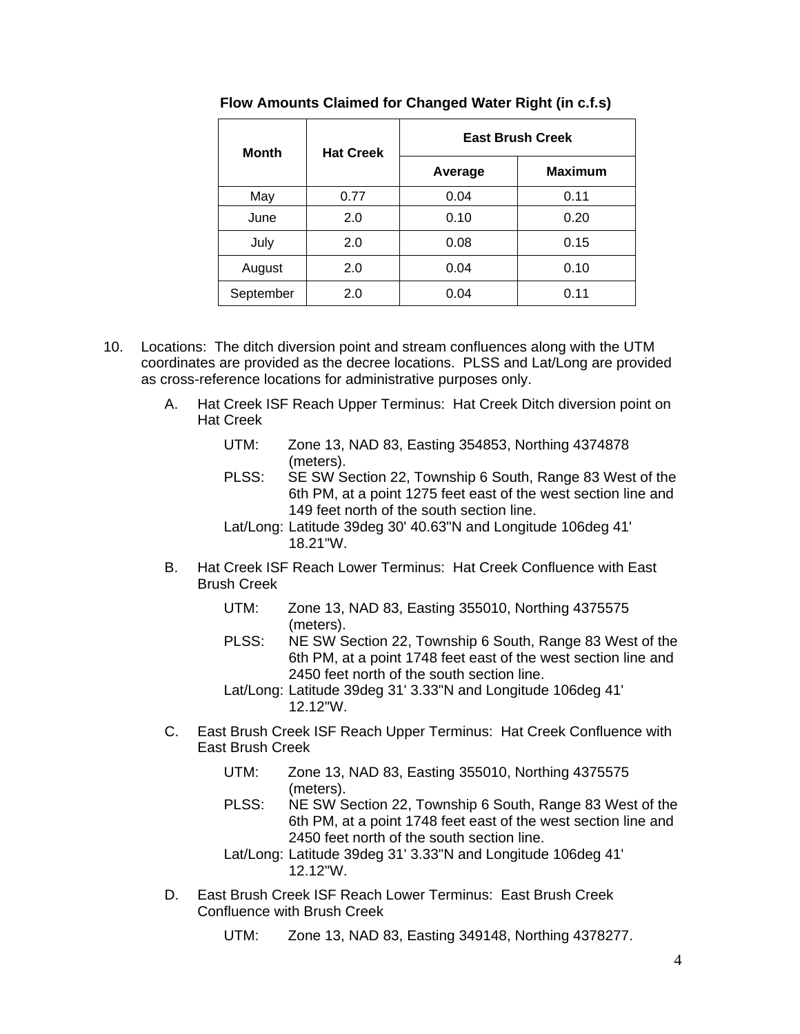**Flow Amounts Claimed for Changed Water Right (in c.f.s)**

| Month | Hat Creek | East Brush Creek | |
|---|---|---|---|
| | | Average | Maximum |
| May | 0.77 | 0.04 | 0.11 |
| June | 2.0 | 0.10 | 0.20 |
| July | 2.0 | 0.08 | 0.15 |
| August | 2.0 | 0.04 | 0.10 |
| September | 2.0 | 0.04 | 0.11 |

10. Locations: The ditch diversion point and stream confluences along with the UTM coordinates are provided as the decree locations. PLSS and Lat/Long are provided as cross-reference locations for administrative purposes only.

    A. Hat Creek ISF Reach Upper Terminus: Hat Creek Ditch diversion point on Hat Creek

       UTM: Zone 13, NAD 83, Easting 354853, Northing 4374878 (meters).
       PLSS: SE SW Section 22, Township 6 South, Range 83 West of the 6th PM, at a point 1275 feet east of the west section line and 149 feet north of the south section line.
       Lat/Long: Latitude 39deg 30' 40.63"N and Longitude 106deg 41' 18.21"W.

    B. Hat Creek ISF Reach Lower Terminus: Hat Creek Confluence with East Brush Creek

       UTM: Zone 13, NAD 83, Easting 355010, Northing 4375575 (meters).
       PLSS: NE SW Section 22, Township 6 South, Range 83 West of the 6th PM, at a point 1748 feet east of the west section line and 2450 feet north of the south section line.
       Lat/Long: Latitude 39deg 31' 3.33"N and Longitude 106deg 41' 12.12"W.

    C. East Brush Creek ISF Reach Upper Terminus: Hat Creek Confluence with East Brush Creek

       UTM: Zone 13, NAD 83, Easting 355010, Northing 4375575 (meters).
       PLSS: NE SW Section 22, Township 6 South, Range 83 West of the 6th PM, at a point 1748 feet east of the west section line and 2450 feet north of the south section line.
       Lat/Long: Latitude 39deg 31' 3.33"N and Longitude 106deg 41' 12.12"W.

    D. East Brush Creek ISF Reach Lower Terminus: East Brush Creek Confluence with Brush Creek

       UTM: Zone 13, NAD 83, Easting 349148, Northing 4378277.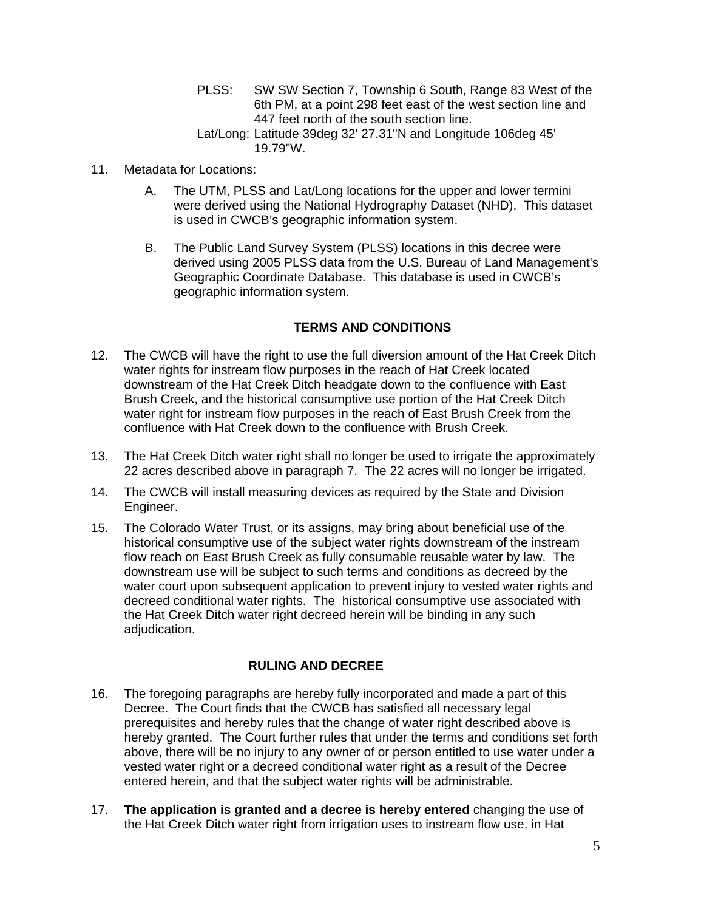PLSS: SW SW Section 7, Township 6 South, Range 83 West of the 6th PM, at a point 298 feet east of the west section line and 447 feet north of the south section line.

Lat/Long: Latitude 39deg 32' 27.31"N and Longitude 106deg 45' 19.79"W.

11. Metadata for Locations:

    A. The UTM, PLSS and Lat/Long locations for the upper and lower termini were derived using the National Hydrography Dataset (NHD). This dataset is used in CWCB's geographic information system.

    B. The Public Land Survey System (PLSS) locations in this decree were derived using 2005 PLSS data from the U.S. Bureau of Land Management's Geographic Coordinate Database. This database is used in CWCB's geographic information system.

## TERMS AND CONDITIONS

12. The CWCB will have the right to use the full diversion amount of the Hat Creek Ditch water rights for instream flow purposes in the reach of Hat Creek located downstream of the Hat Creek Ditch headgate down to the confluence with East Brush Creek, and the historical consumptive use portion of the Hat Creek Ditch water right for instream flow purposes in the reach of East Brush Creek from the confluence with Hat Creek down to the confluence with Brush Creek.

13. The Hat Creek Ditch water right shall no longer be used to irrigate the approximately 22 acres described above in paragraph 7. The 22 acres will no longer be irrigated.

14. The CWCB will install measuring devices as required by the State and Division Engineer.

15. The Colorado Water Trust, or its assigns, may bring about beneficial use of the historical consumptive use of the subject water rights downstream of the instream flow reach on East Brush Creek as fully consumable reusable water by law. The downstream use will be subject to such terms and conditions as decreed by the water court upon subsequent application to prevent injury to vested water rights and decreed conditional water rights. The historical consumptive use associated with the Hat Creek Ditch water right decreed herein will be binding in any such adjudication.

## RULING AND DECREE

16. The foregoing paragraphs are hereby fully incorporated and made a part of this Decree. The Court finds that the CWCB has satisfied all necessary legal prerequisites and hereby rules that the change of water right described above is hereby granted. The Court further rules that under the terms and conditions set forth above, there will be no injury to any owner of or person entitled to use water under a vested water right or a decreed conditional water right as a result of the Decree entered herein, and that the subject water rights will be administrable.

17. **The application is granted and a decree is hereby entered** changing the use of the Hat Creek Ditch water right from irrigation uses to instream flow use, in Hat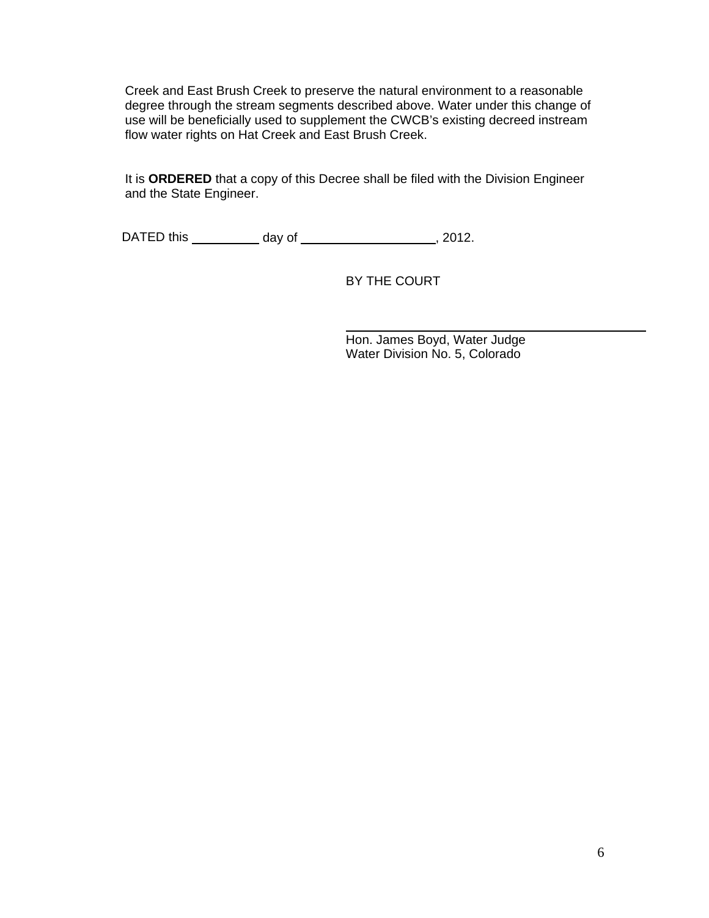Creek and East Brush Creek to preserve the natural environment to a reasonable degree through the stream segments described above. Water under this change of use will be beneficially used to supplement the CWCB's existing decreed instream flow water rights on Hat Creek and East Brush Creek.

It is **ORDERED** that a copy of this Decree shall be filed with the Division Engineer and the State Engineer.

DATED this __________ day of ____________________, 2012.

BY THE COURT

_______________________________________

Hon. James Boyd, Water Judge
Water Division No. 5, Colorado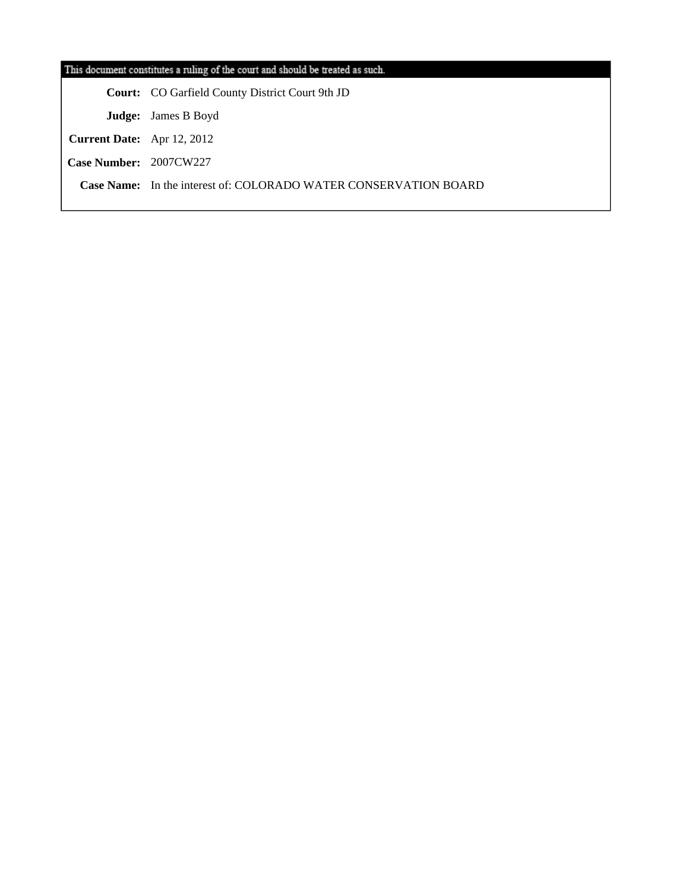This document constitutes a ruling of the court and should be treated as such.

| | |
|---|---|
| **Court:** | CO Garfield County District Court 9th JD |
| **Judge:** | James B Boyd |
| **Current Date:** | Apr 12, 2012 |
| **Case Number:** | 2007CW227 |
| **Case Name:** | In the interest of: COLORADO WATER CONSERVATION BOARD |